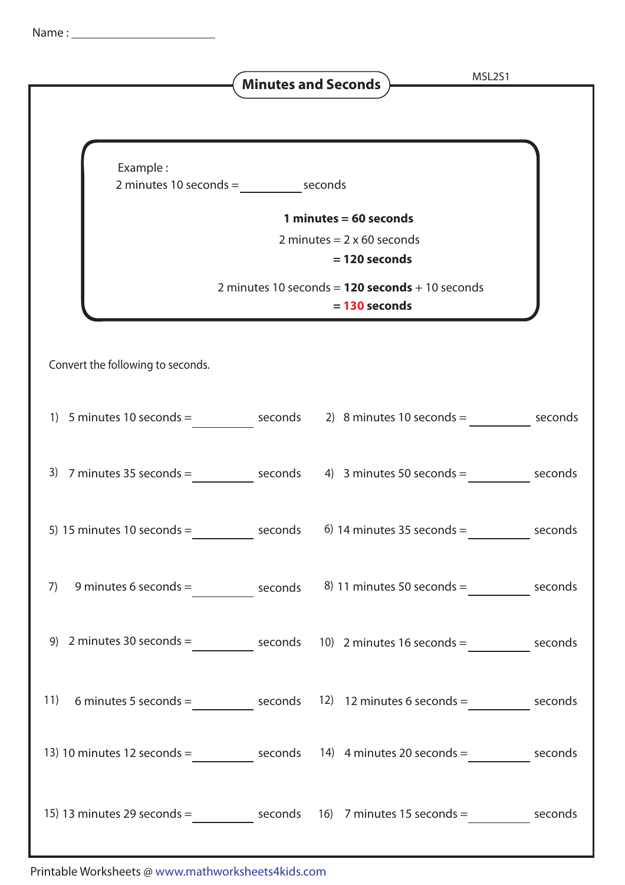Name : ______________________

# Minutes and Seconds

MSL2S1

Example :

2 minutes 10 seconds = ________ seconds

**1 minutes = 60 seconds**

2 minutes = 2 x 60 seconds

**= 120 seconds**

2 minutes 10 seconds = **120 seconds** + 10 seconds

**= 130 seconds**

Convert the following to seconds.

1) 5 minutes 10 seconds = ________ seconds

2) 8 minutes 10 seconds = ________ seconds

3) 7 minutes 35 seconds = ________ seconds

4) 3 minutes 50 seconds = ________ seconds

5) 15 minutes 10 seconds = ________ seconds

6) 14 minutes 35 seconds = ________ seconds

7) 9 minutes 6 seconds = ________ seconds

8) 11 minutes 50 seconds = ________ seconds

9) 2 minutes 30 seconds = ________ seconds

10) 2 minutes 16 seconds = ________ seconds

11) 6 minutes 5 seconds = ________ seconds

12) 12 minutes 6 seconds = ________ seconds

13) 10 minutes 12 seconds = ________ seconds

14) 4 minutes 20 seconds = ________ seconds

15) 13 minutes 29 seconds = ________ seconds

16) 7 minutes 15 seconds = ________ seconds

Printable Worksheets @ www.mathworksheets4kids.com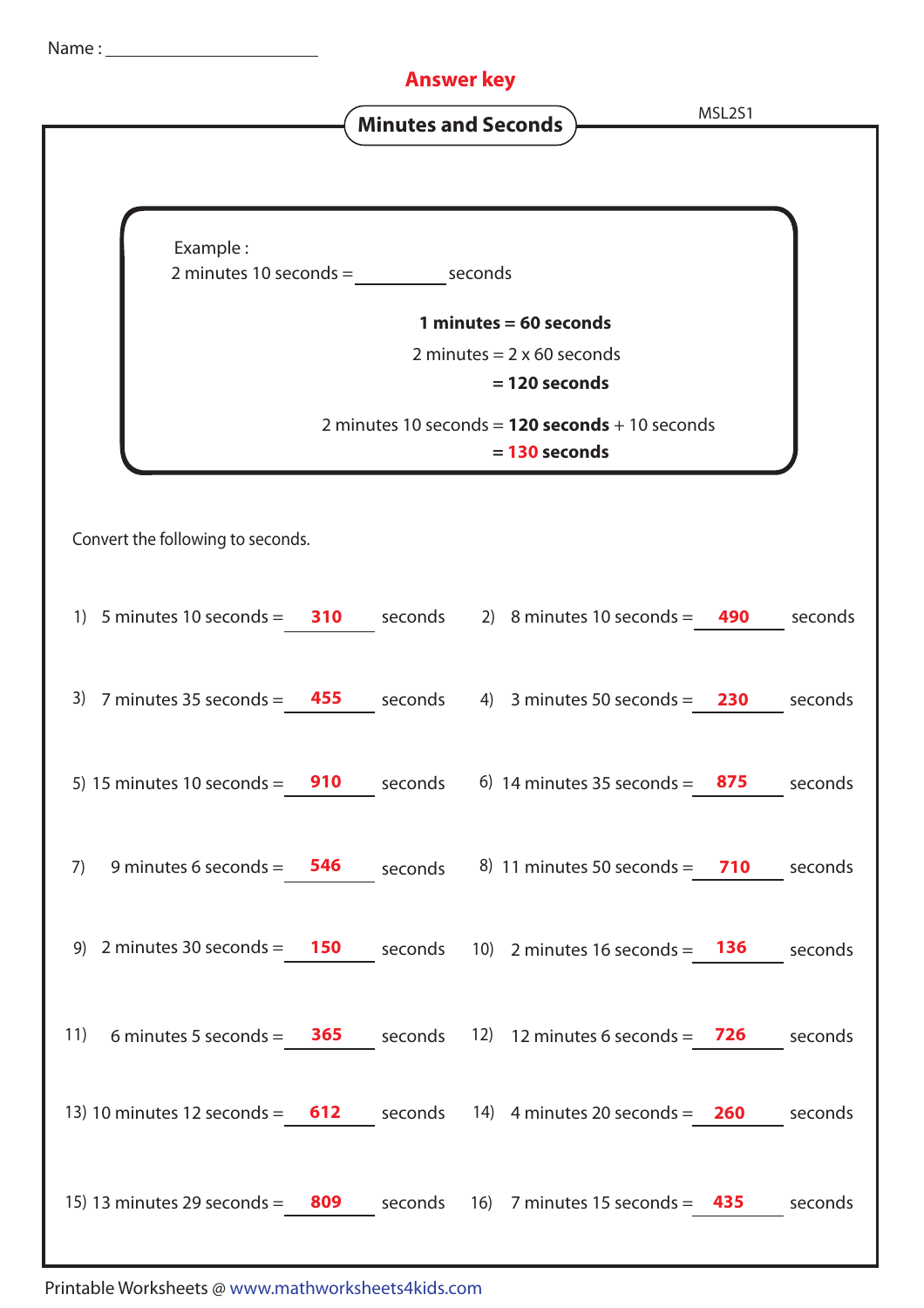Name : ____________________

**Answer key**

## Minutes and Seconds

MSL2S1

Example :
2 minutes 10 seconds = ________ seconds

**1 minutes = 60 seconds**

2 minutes = 2 x 60 seconds

**= 120 seconds**

2 minutes 10 seconds = **120 seconds** + 10 seconds

**= 130 seconds**

Convert the following to seconds.

1) 5 minutes 10 seconds = **310** seconds

2) 8 minutes 10 seconds = **490** seconds

3) 7 minutes 35 seconds = **455** seconds

4) 3 minutes 50 seconds = **230** seconds

5) 15 minutes 10 seconds = **910** seconds

6) 14 minutes 35 seconds = **875** seconds

7) 9 minutes 6 seconds = **546** seconds

8) 11 minutes 50 seconds = **710** seconds

9) 2 minutes 30 seconds = **150** seconds

10) 2 minutes 16 seconds = **136** seconds

11) 6 minutes 5 seconds = **365** seconds

12) 12 minutes 6 seconds = **726** seconds

13) 10 minutes 12 seconds = **612** seconds

14) 4 minutes 20 seconds = **260** seconds

15) 13 minutes 29 seconds = **809** seconds

16) 7 minutes 15 seconds = **435** seconds

Printable Worksheets @ www.mathworksheets4kids.com